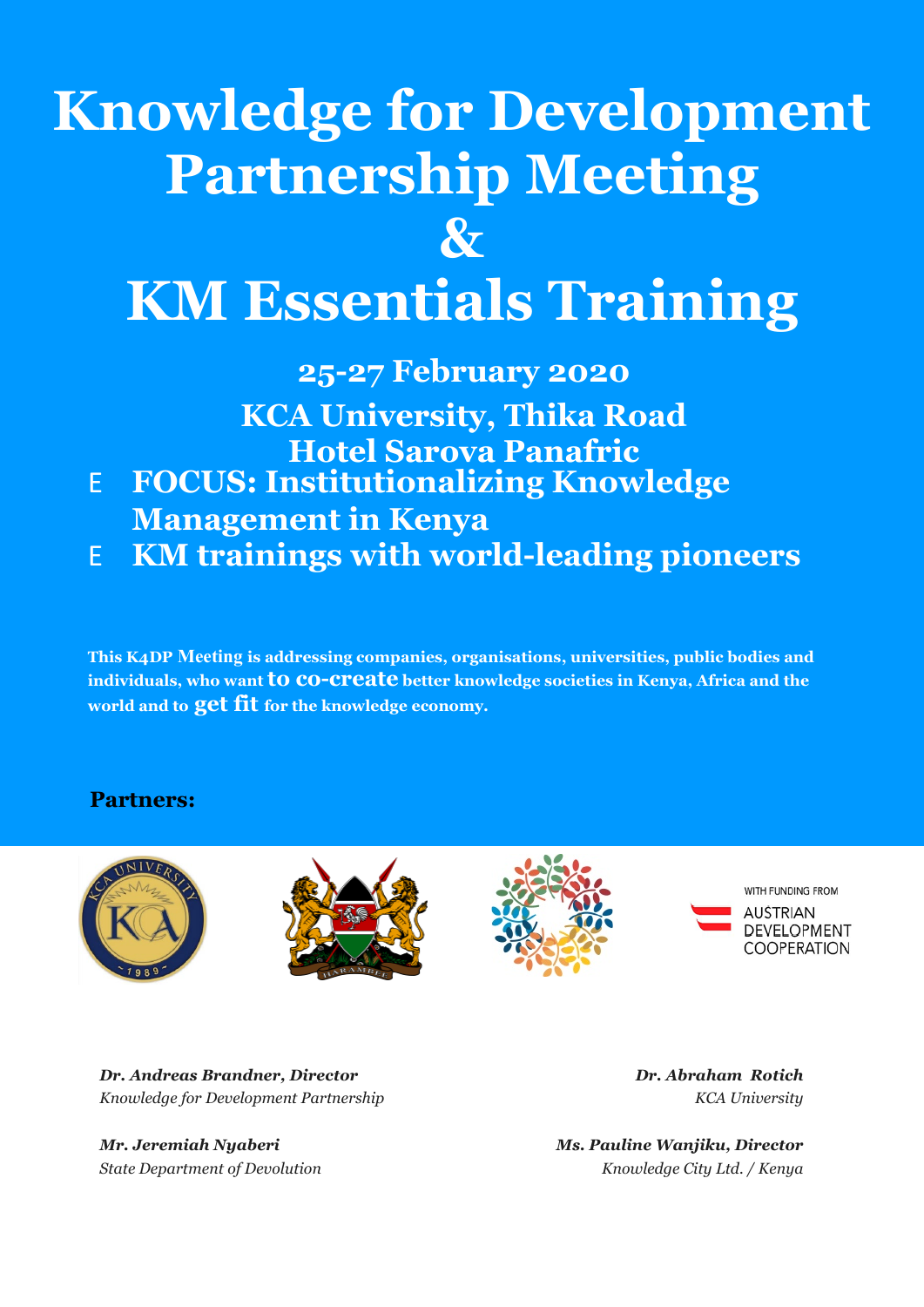# Knowledge for Development Partnership Meeting & KM Essentials Training

## 25-27 February 2020

## KCA University, Thika Road

## Hotel Sarova Panafric

- **FOCUS: Institutionalizing Knowledge Management in Kenya**
- **KM trainings with world-leading pioneers**

**This K4DP Meeting is addressing companies, organisations, universities, public bodies and individuals, who want to co-create better knowledge societies in Kenya, Africa and the world and to get fit for the knowledge economy.**

**Partners:**

WITH FUNDING FROM AUSTRIAN DEVELOPMENT COOPERATION

***Dr. Andreas Brandner, Director***
*Knowledge for Development Partnership*

***Dr. Abraham Rotich***
*KCA University*

***Mr. Jeremiah Nyaberi***
*State Department of Devolution*

***Ms. Pauline Wanjiku, Director***
*Knowledge City Ltd. / Kenya*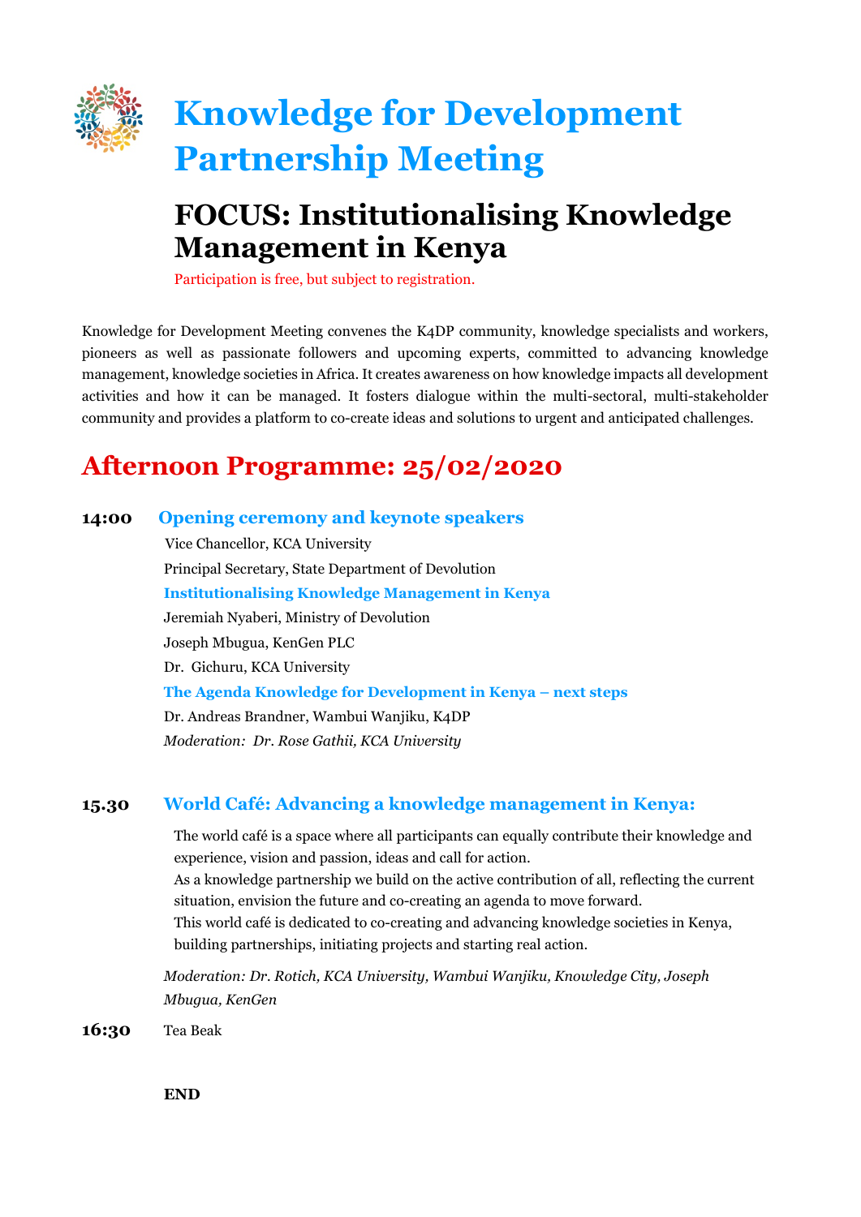# Knowledge for Development Partnership Meeting

## FOCUS: Institutionalising Knowledge Management in Kenya

Participation is free, but subject to registration.

Knowledge for Development Meeting convenes the K4DP community, knowledge specialists and workers, pioneers as well as passionate followers and upcoming experts, committed to advancing knowledge management, knowledge societies in Africa. It creates awareness on how knowledge impacts all development activities and how it can be managed. It fosters dialogue within the multi-sectoral, multi-stakeholder community and provides a platform to co-create ideas and solutions to urgent and anticipated challenges.

## Afternoon Programme: 25/02/2020

**14:00** **Opening ceremony and keynote speakers**

Vice Chancellor, KCA University

Principal Secretary, State Department of Devolution

**Institutionalising Knowledge Management in Kenya**

Jeremiah Nyaberi, Ministry of Devolution

Joseph Mbugua, KenGen PLC

Dr. Gichuru, KCA University

**The Agenda Knowledge for Development in Kenya – next steps**

Dr. Andreas Brandner, Wambui Wanjiku, K4DP

*Moderation: Dr. Rose Gathii, KCA University*

**15.30** **World Café: Advancing a knowledge management in Kenya:**

The world café is a space where all participants can equally contribute their knowledge and experience, vision and passion, ideas and call for action.
As a knowledge partnership we build on the active contribution of all, reflecting the current situation, envision the future and co-creating an agenda to move forward.
This world café is dedicated to co-creating and advancing knowledge societies in Kenya, building partnerships, initiating projects and starting real action.

*Moderation: Dr. Rotich, KCA University, Wambui Wanjiku, Knowledge City, Joseph Mbugua, KenGen*

**16:30** Tea Beak

**END**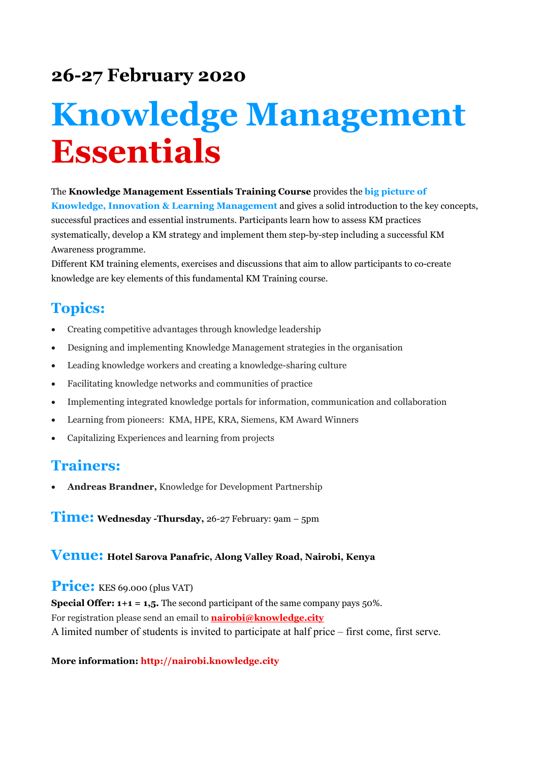## 26-27 February 2020

# Knowledge Management Essentials

The **Knowledge Management Essentials Training Course** provides the **big picture of Knowledge, Innovation & Learning Management** and gives a solid introduction to the key concepts, successful practices and essential instruments. Participants learn how to assess KM practices systematically, develop a KM strategy and implement them step-by-step including a successful KM Awareness programme.
Different KM training elements, exercises and discussions that aim to allow participants to co-create knowledge are key elements of this fundamental KM Training course.

## Topics:

- Creating competitive advantages through knowledge leadership
- Designing and implementing Knowledge Management strategies in the organisation
- Leading knowledge workers and creating a knowledge-sharing culture
- Facilitating knowledge networks and communities of practice
- Implementing integrated knowledge portals for information, communication and collaboration
- Learning from pioneers: KMA, HPE, KRA, Siemens, KM Award Winners
- Capitalizing Experiences and learning from projects

## Trainers:

- **Andreas Brandner,** Knowledge for Development Partnership

## Time: **Wednesday -Thursday,** 26-27 February: 9am – 5pm

## Venue: **Hotel Sarova Panafric, Along Valley Road, Nairobi, Kenya**

## Price: KES 69.000 (plus VAT)

**Special Offer: 1+1 = 1,5.** The second participant of the same company pays 50%.
For registration please send an email to **nairobi@knowledge.city**
A limited number of students is invited to participate at half price – first come, first serve.

**More information: http://nairobi.knowledge.city**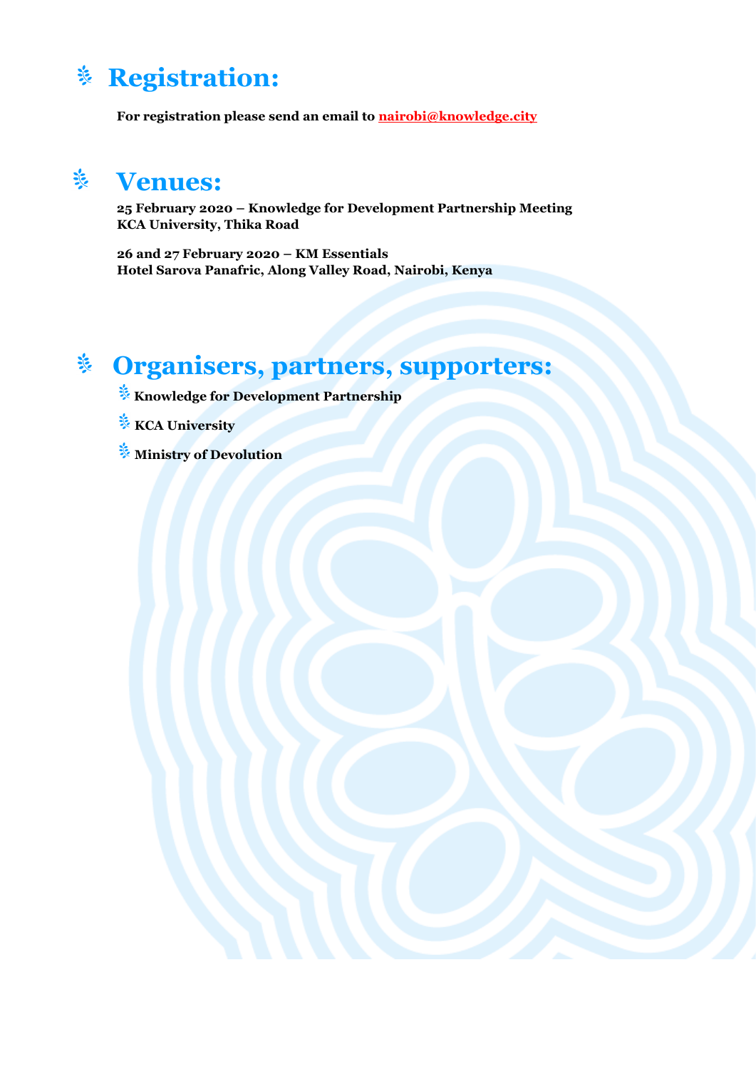# Registration:

**For registration please send an email to [nairobi@knowledge.city](mailto:nairobi@knowledge.city)**

# Venues:

**25 February 2020 – Knowledge for Development Partnership Meeting**
**KCA University, Thika Road**

**26 and 27 February 2020 – KM Essentials**
**Hotel Sarova Panafric, Along Valley Road, Nairobi, Kenya**

# Organisers, partners, supporters:

- **Knowledge for Development Partnership**
- **KCA University**
- **Ministry of Devolution**